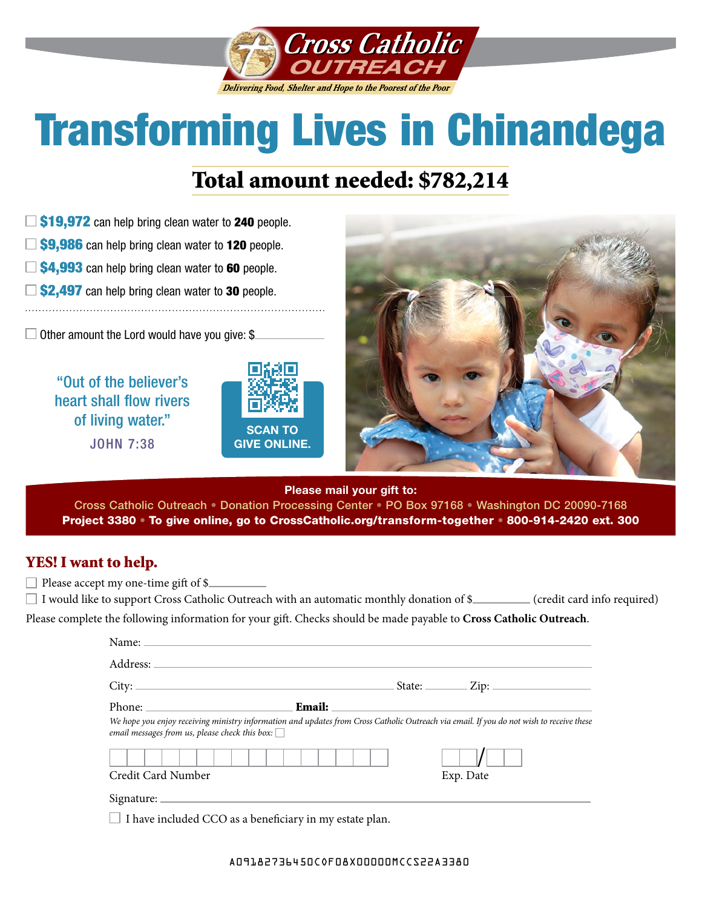Cross Catholic OUTREACH

*Delivering Food, Shelter and Hope to the Poorest of the Poor*

# Transforming Lives in Chinandega

## Total amount needed: $782,214

- ☐ **$19,972** can help bring clean water to **240** people.
- ☐ **$9,986** can help bring clean water to **120** people.
- ☐ **$4,993** can help bring clean water to **60** people.
- ☐ **$2,497** can help bring clean water to **30** people.

☐ Other amount the Lord would have you give: $__________

"Out of the believer's heart shall flow rivers of living water."
JOHN 7:38

SCAN TO GIVE ONLINE.

**Please mail your gift to:**
Cross Catholic Outreach • Donation Processing Center • PO Box 97168 • Washington DC 20090-7168
**Project 3380 • To give online, go to CrossCatholic.org/transform-together • 800-914-2420 ext. 300**

## YES! I want to help.

☐ Please accept my one-time gift of $__________

☐ I would like to support Cross Catholic Outreach with an automatic monthly donation of $__________ (credit card info required)

Please complete the following information for your gift. Checks should be made payable to **Cross Catholic Outreach**.

Name: ______________________________

Address: ______________________________

City: ____________________ State: ________ Zip: ________

Phone: ____________________ **Email:** ____________________

*We hope you enjoy receiving ministry information and updates from Cross Catholic Outreach via email. If you do not wish to receive these email messages from us, please check this box:* ☐

Credit Card Number ____________________ Exp. Date ____/____

Signature: ______________________________

☐ I have included CCO as a beneficiary in my estate plan.

A0918273645OC0F08X00000MCCS22A3380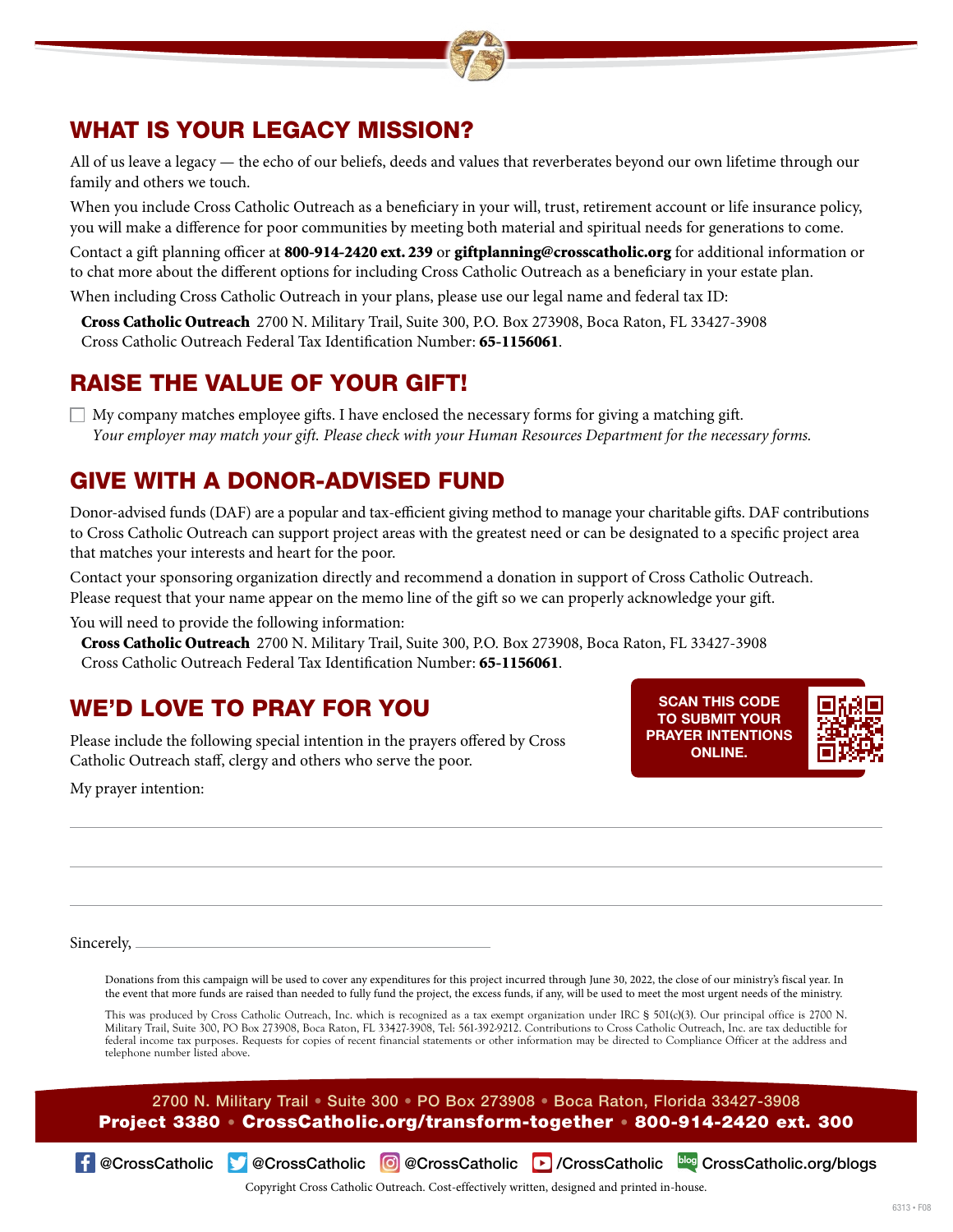## WHAT IS YOUR LEGACY MISSION?

All of us leave a legacy — the echo of our beliefs, deeds and values that reverberates beyond our own lifetime through our family and others we touch.

When you include Cross Catholic Outreach as a beneficiary in your will, trust, retirement account or life insurance policy, you will make a difference for poor communities by meeting both material and spiritual needs for generations to come.

Contact a gift planning officer at **800-914-2420 ext. 239** or **giftplanning@crosscatholic.org** for additional information or to chat more about the different options for including Cross Catholic Outreach as a beneficiary in your estate plan.

When including Cross Catholic Outreach in your plans, please use our legal name and federal tax ID:

**Cross Catholic Outreach** 2700 N. Military Trail, Suite 300, P.O. Box 273908, Boca Raton, FL 33427-3908
Cross Catholic Outreach Federal Tax Identification Number: **65-1156061**.

## RAISE THE VALUE OF YOUR GIFT!

☐ My company matches employee gifts. I have enclosed the necessary forms for giving a matching gift.
*Your employer may match your gift. Please check with your Human Resources Department for the necessary forms.*

## GIVE WITH A DONOR-ADVISED FUND

Donor-advised funds (DAF) are a popular and tax-efficient giving method to manage your charitable gifts. DAF contributions to Cross Catholic Outreach can support project areas with the greatest need or can be designated to a specific project area that matches your interests and heart for the poor.

Contact your sponsoring organization directly and recommend a donation in support of Cross Catholic Outreach. Please request that your name appear on the memo line of the gift so we can properly acknowledge your gift.

You will need to provide the following information:

**Cross Catholic Outreach** 2700 N. Military Trail, Suite 300, P.O. Box 273908, Boca Raton, FL 33427-3908
Cross Catholic Outreach Federal Tax Identification Number: **65-1156061**.

## WE'D LOVE TO PRAY FOR YOU

**SCAN THIS CODE TO SUBMIT YOUR PRAYER INTENTIONS ONLINE.**

Please include the following special intention in the prayers offered by Cross Catholic Outreach staff, clergy and others who serve the poor.

My prayer intention:

\_\_\_\_\_\_\_\_\_\_\_\_\_\_\_\_\_\_\_\_\_\_\_\_\_\_\_\_\_\_\_\_\_\_\_\_\_\_\_\_

\_\_\_\_\_\_\_\_\_\_\_\_\_\_\_\_\_\_\_\_\_\_\_\_\_\_\_\_\_\_\_\_\_\_\_\_\_\_\_\_

\_\_\_\_\_\_\_\_\_\_\_\_\_\_\_\_\_\_\_\_\_\_\_\_\_\_\_\_\_\_\_\_\_\_\_\_\_\_\_\_

Sincerely, \_\_\_\_\_\_\_\_\_\_\_\_\_\_\_\_\_\_\_\_\_\_\_\_\_\_\_\_\_\_

Donations from this campaign will be used to cover any expenditures for this project incurred through June 30, 2022, the close of our ministry's fiscal year. In the event that more funds are raised than needed to fully fund the project, the excess funds, if any, will be used to meet the most urgent needs of the ministry.

This was produced by Cross Catholic Outreach, Inc. which is recognized as a tax exempt organization under IRC § 501(c)(3). Our principal office is 2700 N. Military Trail, Suite 300, PO Box 273908, Boca Raton, FL 33427-3908, Tel: 561-392-9212. Contributions to Cross Catholic Outreach, Inc. are tax deductible for federal income tax purposes. Requests for copies of recent financial statements or other information may be directed to Compliance Officer at the address and telephone number listed above.

2700 N. Military Trail • Suite 300 • PO Box 273908 • Boca Raton, Florida 33427-3908
**Project 3380 • CrossCatholic.org/transform-together • 800-914-2420 ext. 300**

@CrossCatholic @CrossCatholic @CrossCatholic /CrossCatholic CrossCatholic.org/blogs

Copyright Cross Catholic Outreach. Cost-effectively written, designed and printed in-house.

6313 • F08